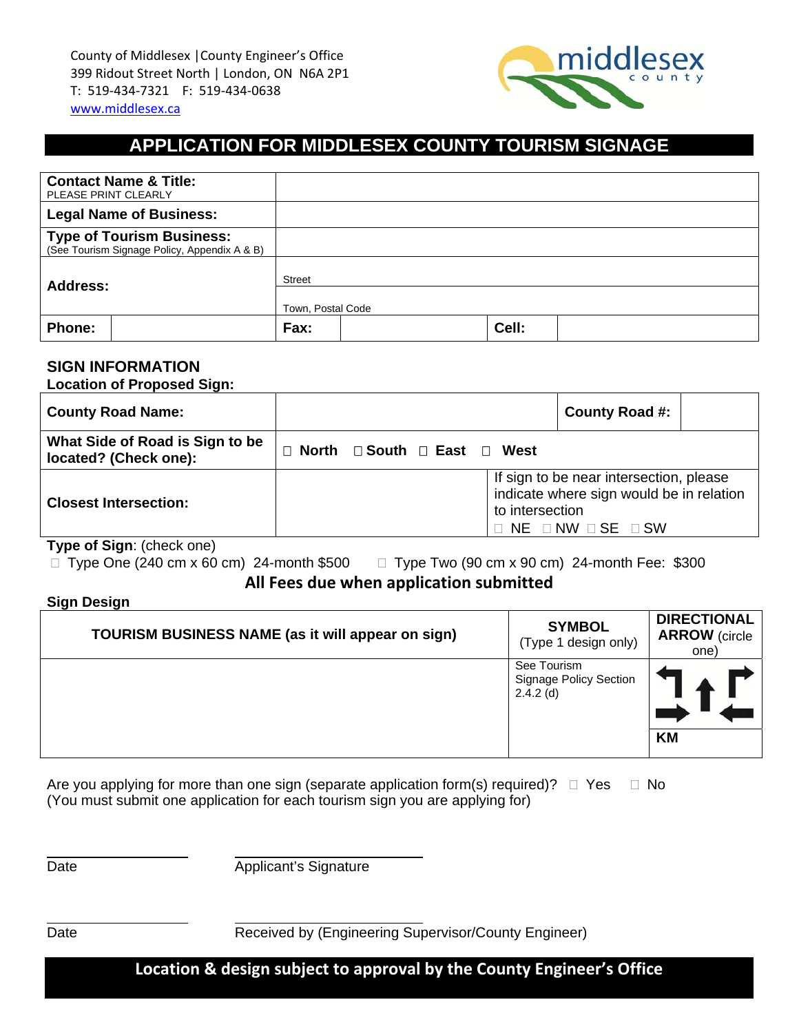County of Middlesex | County Engineer's Office
399 Ridout Street North | London, ON N6A 2P1
T: 519-434-7321 F: 519-434-0638
www.middlesex.ca

# APPLICATION FOR MIDDLESEX COUNTY TOURISM SIGNAGE

| | | | | | |
|---|---|---|---|---|---|
| **Contact Name & Title:** PLEASE PRINT CLEARLY | | | | | |
| **Legal Name of Business:** | | | | | |
| **Type of Tourism Business:** (See Tourism Signage Policy, Appendix A & B) | | | | | |
| **Address:** | | Street | | | |
| | | Town, Postal Code | | | |
| **Phone:** | | **Fax:** | | **Cell:** | |

## SIGN INFORMATION

**Location of Proposed Sign:**

| | | | |
|---|---|---|---|
| **County Road Name:** | | **County Road #:** | |
| **What Side of Road is Sign to be located? (Check one):** | ☐ **North** ☐ **South** ☐ **East** ☐ **West** | | |
| **Closest Intersection:** | | If sign to be near intersection, please indicate where sign would be in relation to intersection ☐ NE ☐ NW ☐ SE ☐ SW | |

**Type of Sign**: (check one)

☐ Type One (240 cm x 60 cm) 24-month $500 ☐ Type Two (90 cm x 90 cm) 24-month Fee: $300

**All Fees due when application submitted**

**Sign Design**

| **TOURISM BUSINESS NAME (as it will appear on sign)** | **SYMBOL** (Type 1 design only) | **DIRECTIONAL ARROW** (circle one) |
|---|---|---|
| | See Tourism Signage Policy Section 2.4.2 (d) | **KM** |

Are you applying for more than one sign (separate application form(s) required)? ☐ Yes ☐ No
(You must submit one application for each tourism sign you are applying for)

Date ____________ Applicant's Signature ____________

Date ____________ Received by (Engineering Supervisor/County Engineer) ____________

**Location & design subject to approval by the County Engineer's Office**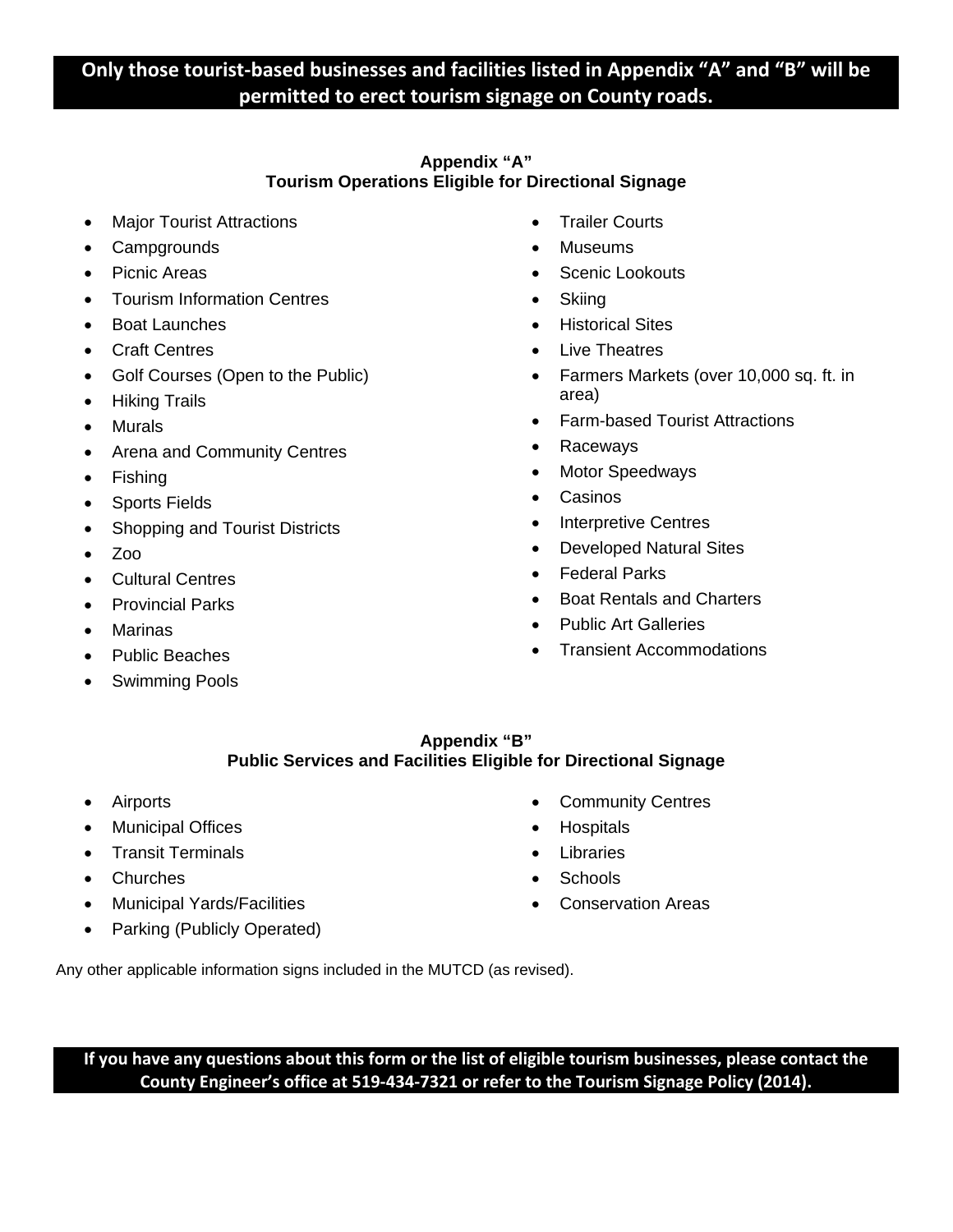**Only those tourist-based businesses and facilities listed in Appendix "A" and "B" will be permitted to erect tourism signage on County roads.**

## Appendix "A"
## Tourism Operations Eligible for Directional Signage

- Major Tourist Attractions
- Campgrounds
- Picnic Areas
- Tourism Information Centres
- Boat Launches
- Craft Centres
- Golf Courses (Open to the Public)
- Hiking Trails
- Murals
- Arena and Community Centres
- Fishing
- Sports Fields
- Shopping and Tourist Districts
- Zoo
- Cultural Centres
- Provincial Parks
- Marinas
- Public Beaches
- Swimming Pools
- Trailer Courts
- Museums
- Scenic Lookouts
- Skiing
- Historical Sites
- Live Theatres
- Farmers Markets (over 10,000 sq. ft. in area)
- Farm-based Tourist Attractions
- Raceways
- Motor Speedways
- Casinos
- Interpretive Centres
- Developed Natural Sites
- Federal Parks
- Boat Rentals and Charters
- Public Art Galleries
- Transient Accommodations

## Appendix "B"
## Public Services and Facilities Eligible for Directional Signage

- Airports
- Municipal Offices
- Transit Terminals
- Churches
- Municipal Yards/Facilities
- Parking (Publicly Operated)
- Community Centres
- Hospitals
- Libraries
- Schools
- Conservation Areas

Any other applicable information signs included in the MUTCD (as revised).

**If you have any questions about this form or the list of eligible tourism businesses, please contact the County Engineer's office at 519-434-7321 or refer to the Tourism Signage Policy (2014).**